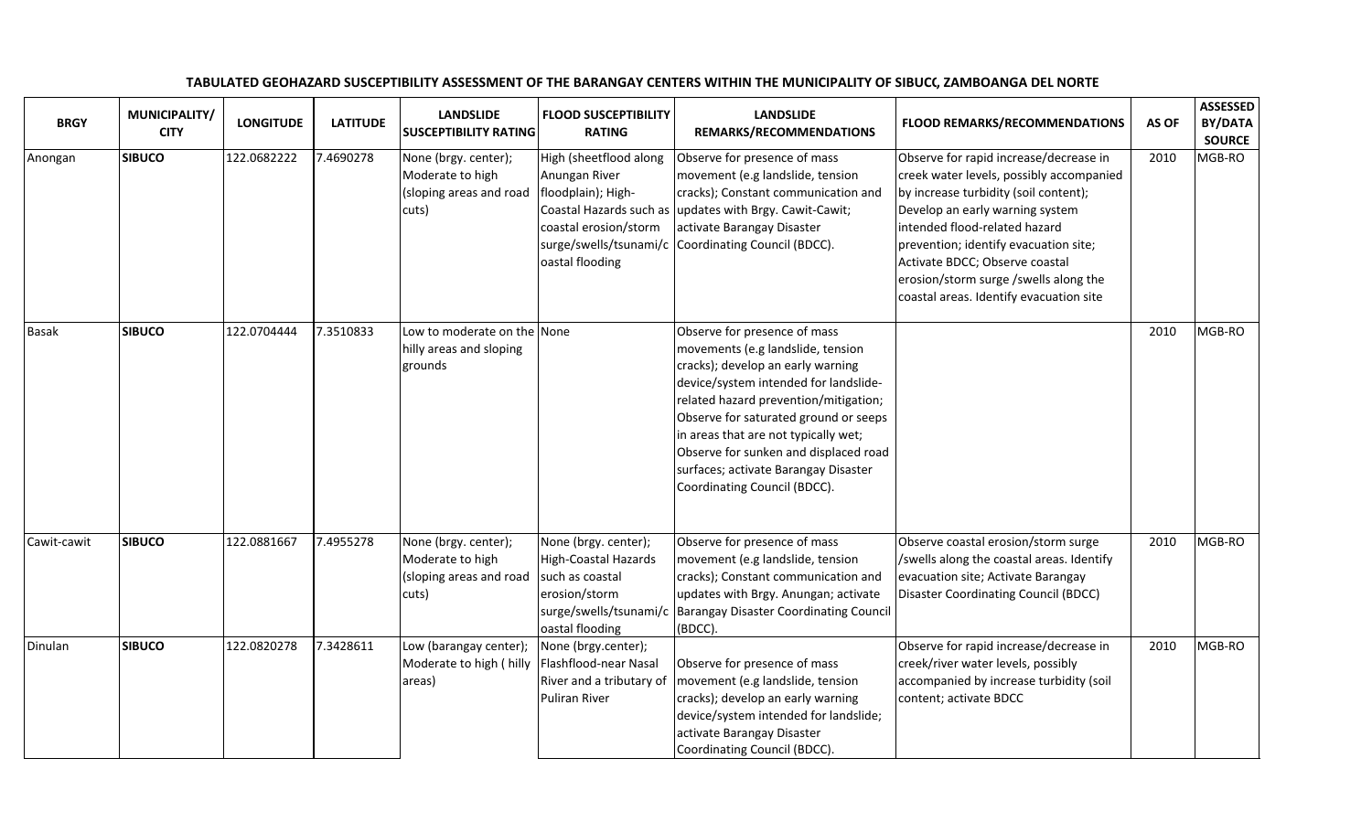**TABULATED GEOHAZARD SUSCEPTIBILITY ASSESSMENT OF THE BARANGAY CENTERS WITHIN THE MUNICIPALITY OF SIBUCO, ZAMBOANGA DEL NORTE**

| BRGY | MUNICIPALITY/ CITY | LONGITUDE | LATITUDE | LANDSLIDE SUSCEPTIBILITY RATING | FLOOD SUSCEPTIBILITY RATING | LANDSLIDE REMARKS/RECOMMENDATIONS | FLOOD REMARKS/RECOMMENDATIONS | AS OF | ASSESSED BY/DATA SOURCE |
|---|---|---|---|---|---|---|---|---|---|
| Anongan | **SIBUCO** | 122.0682222 | 7.4690278 | None (brgy. center); Moderate to high (sloping areas and road cuts) | High (sheetflood along Anungan River floodplain); High-Coastal Hazards such as coastal erosion/storm surge/swells/tsunami/coastal flooding | Observe for presence of mass movement (e.g landslide, tension cracks); Constant communication and updates with Brgy. Cawit-Cawit; activate Barangay Disaster Coordinating Council (BDCC). | Observe for rapid increase/decrease in creek water levels, possibly accompanied by increase turbidity (soil content); Develop an early warning system intended flood-related hazard prevention; identify evacuation site; Activate BDCC; Observe coastal erosion/storm surge /swells along the coastal areas. Identify evacuation site | 2010 | MGB-RO |
| Basak | **SIBUCO** | 122.0704444 | 7.3510833 | Low to moderate on the hilly areas and sloping grounds | None | Observe for presence of mass movements (e.g landslide, tension cracks); develop an early warning device/system intended for landslide-related hazard prevention/mitigation; Observe for saturated ground or seeps in areas that are not typically wet; Observe for sunken and displaced road surfaces; activate Barangay Disaster Coordinating Council (BDCC). | | 2010 | MGB-RO |
| Cawit-cawit | **SIBUCO** | 122.0881667 | 7.4955278 | None (brgy. center); Moderate to high (sloping areas and road cuts) | None (brgy. center); High-Coastal Hazards such as coastal erosion/storm surge/swells/tsunami/coastal flooding | Observe for presence of mass movement (e.g landslide, tension cracks); Constant communication and updates with Brgy. Anungan; activate Barangay Disaster Coordinating Council (BDCC). | Observe coastal erosion/storm surge /swells along the coastal areas. Identify evacuation site; Activate Barangay Disaster Coordinating Council (BDCC) | 2010 | MGB-RO |
| Dinulan | **SIBUCO** | 122.0820278 | 7.3428611 | Low (barangay center); Moderate to high ( hilly areas) | None (brgy.center); Flashflood-near Nasal River and a tributary of Puliran River | Observe for presence of mass movement (e.g landslide, tension cracks); develop an early warning device/system intended for landslide; activate Barangay Disaster Coordinating Council (BDCC). | Observe for rapid increase/decrease in creek/river water levels, possibly accompanied by increase turbidity (soil content; activate BDCC | 2010 | MGB-RO |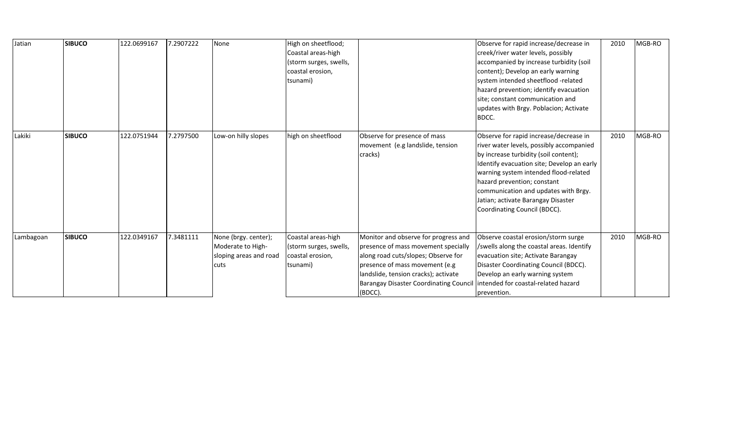| | | | | | | | | | |
|---|---|---|---|---|---|---|---|---|---|
| Jatian | **SIBUCO** | 122.0699167 | 7.2907222 | None | High on sheetflood; Coastal areas-high (storm surges, swells, coastal erosion, tsunami) | | Observe for rapid increase/decrease in creek/river water levels, possibly accompanied by increase turbidity (soil content); Develop an early warning system intended sheetflood -related hazard prevention; identify evacuation site; constant communication and updates with Brgy. Poblacion; Activate BDCC. | 2010 | MGB-RO |
| Lakiki | **SIBUCO** | 122.0751944 | 7.2797500 | Low-on hilly slopes | high on sheetflood | Observe for presence of mass movement (e.g landslide, tension cracks) | Observe for rapid increase/decrease in river water levels, possibly accompanied by increase turbidity (soil content); Identify evacuation site; Develop an early warning system intended flood-related hazard prevention; constant communication and updates with Brgy. Jatian; activate Barangay Disaster Coordinating Council (BDCC). | 2010 | MGB-RO |
| Lambagoan | **SIBUCO** | 122.0349167 | 7.3481111 | None (brgy. center); Moderate to High-sloping areas and road cuts | Coastal areas-high (storm surges, swells, coastal erosion, tsunami) | Monitor and observe for progress and presence of mass movement specially along road cuts/slopes; Observe for presence of mass movement (e.g landslide, tension cracks); activate Barangay Disaster Coordinating Council (BDCC). | Observe coastal erosion/storm surge /swells along the coastal areas. Identify evacuation site; Activate Barangay Disaster Coordinating Council (BDCC). Develop an early warning system intended for coastal-related hazard prevention. | 2010 | MGB-RO |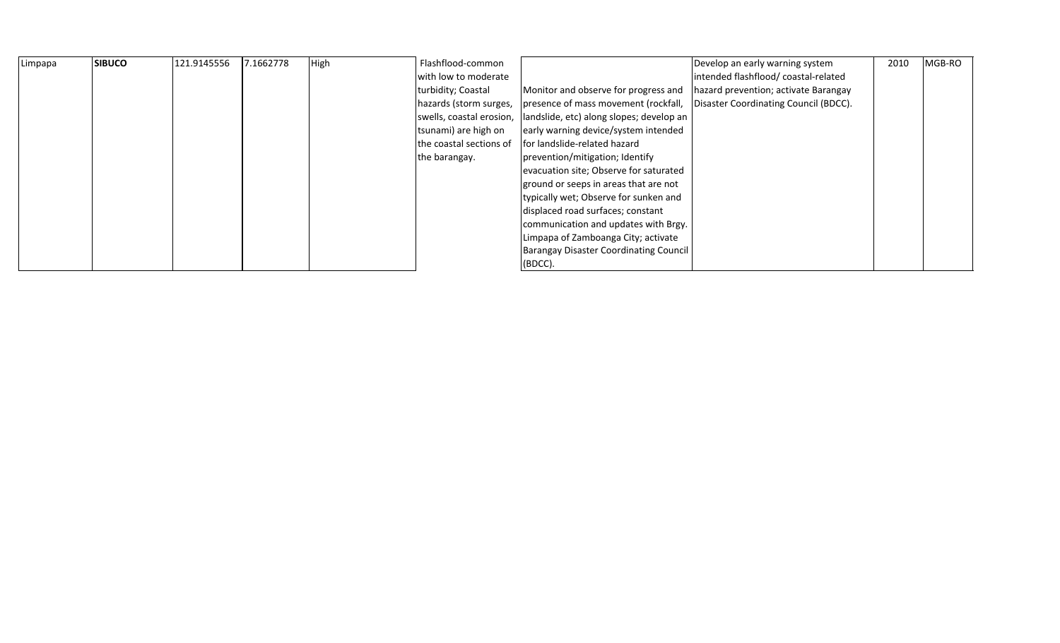| Limpapa | **SIBUCO** | 121.9145556 | 7.1662778 | High | Flashflood-common with low to moderate turbidity; Coastal hazards (storm surges, swells, coastal erosion, tsunami) are high on the coastal sections of the barangay. | Monitor and observe for progress and presence of mass movement (rockfall, landslide, etc) along slopes; develop an early warning device/system intended for landslide-related hazard prevention/mitigation; Identify evacuation site; Observe for saturated ground or seeps in areas that are not typically wet; Observe for sunken and displaced road surfaces; constant communication and updates with Brgy. Limpapa of Zamboanga City; activate Barangay Disaster Coordinating Council (BDCC). | Develop an early warning system intended flashflood/ coastal-related hazard prevention; activate Barangay Disaster Coordinating Council (BDCC). | 2010 | MGB-RO |
|---|---|---|---|---|---|---|---|---|---|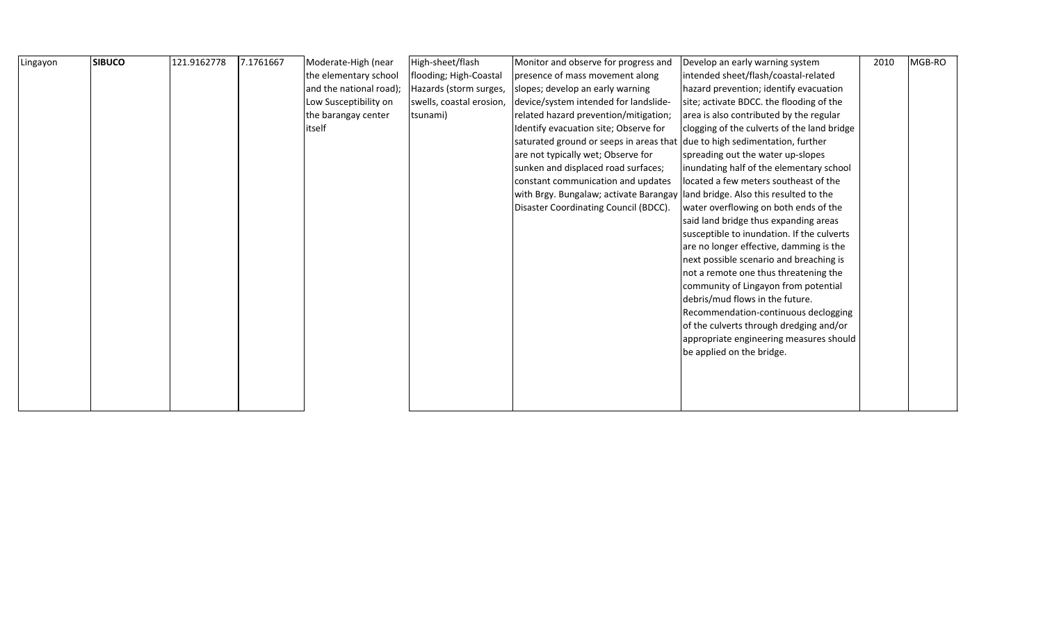| | | | | | | | | | |
|---|---|---|---|---|---|---|---|---|---|
| Lingayon | **SIBUCO** | 121.9162778 | 7.1761667 | Moderate-High (near the elementary school and the national road); Low Susceptibility on the barangay center itself | High-sheet/flash flooding; High-Coastal Hazards (storm surges, swells, coastal erosion, tsunami) | Monitor and observe for progress and presence of mass movement along slopes; develop an early warning device/system intended for landslide-related hazard prevention/mitigation; Identify evacuation site; Observe for saturated ground or seeps in areas that are not typically wet; Observe for sunken and displaced road surfaces; constant communication and updates with Brgy. Bungalaw; activate Barangay Disaster Coordinating Council (BDCC). | Develop an early warning system intended sheet/flash/coastal-related hazard prevention; identify evacuation site; activate BDCC. the flooding of the area is also contributed by the regular clogging of the culverts of the land bridge due to high sedimentation, further spreading out the water up-slopes inundating half of the elementary school located a few meters southeast of the land bridge. Also this resulted to the water overflowing on both ends of the said land bridge thus expanding areas susceptible to inundation. If the culverts are no longer effective, damming is the next possible scenario and breaching is not a remote one thus threatening the community of Lingayon from potential debris/mud flows in the future. Recommendation-continuous declogging of the culverts through dredging and/or appropriate engineering measures should be applied on the bridge. | 2010 | MGB-RO |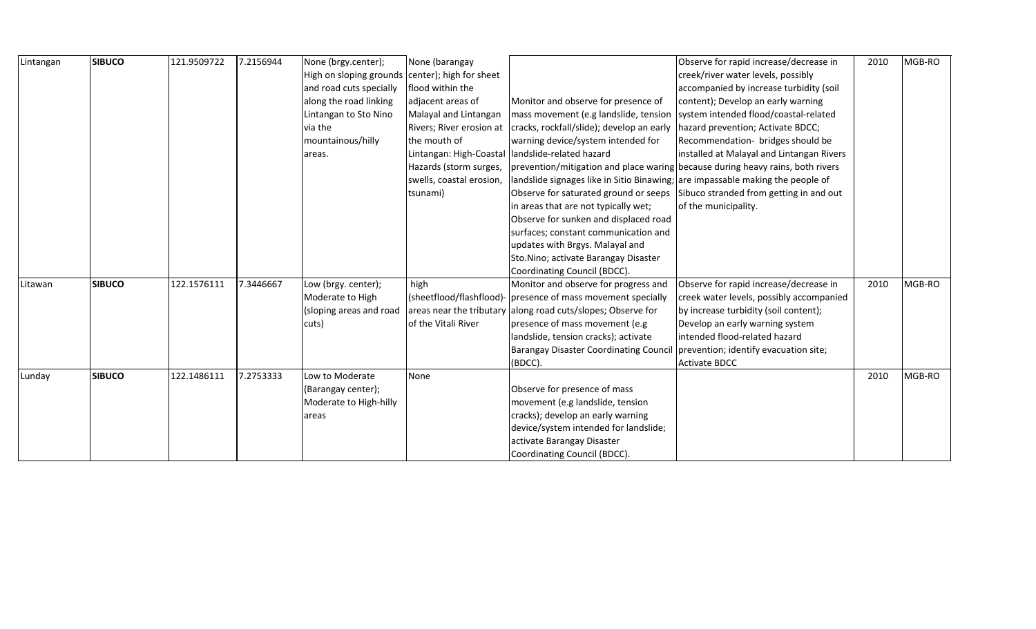| | | | | | | | | | |
|---|---|---|---|---|---|---|---|---|---|
| Lintangan | **SIBUCO** | 121.9509722 | 7.2156944 | None (brgy.center); High on sloping grounds and road cuts specially along the road linking Lintangan to Sto Nino via the mountainous/hilly areas. | None (barangay center); high for sheet flood within the adjacent areas of Malayal and Lintangan Rivers; River erosion at the mouth of Lintangan: High-Coastal Hazards (storm surges, swells, coastal erosion, tsunami) | Monitor and observe for presence of mass movement (e.g landslide, tension cracks, rockfall/slide); develop an early warning device/system intended for landslide-related hazard prevention/mitigation and place waring landslide signages like in Sitio Binawing; Observe for saturated ground or seeps in areas that are not typically wet; Observe for sunken and displaced road surfaces; constant communication and updates with Brgys. Malayal and Sto.Nino; activate Barangay Disaster Coordinating Council (BDCC). | Observe for rapid increase/decrease in creek/river water levels, possibly accompanied by increase turbidity (soil content); Develop an early warning system intended flood/coastal-related hazard prevention; Activate BDCC; Recommendation- bridges should be installed at Malayal and Lintangan Rivers because during heavy rains, both rivers are impassable making the people of Sibuco stranded from getting in and out of the municipality. | 2010 | MGB-RO |
| Litawan | **SIBUCO** | 122.1576111 | 7.3446667 | Low (brgy. center); Moderate to High (sloping areas and road cuts) | high (sheetflood/flashflood)-areas near the tributary of the Vitali River | Monitor and observe for progress and presence of mass movement specially along road cuts/slopes; Observe for presence of mass movement (e.g landslide, tension cracks); activate Barangay Disaster Coordinating Council (BDCC). | Observe for rapid increase/decrease in creek water levels, possibly accompanied by increase turbidity (soil content); Develop an early warning system intended flood-related hazard prevention; identify evacuation site; Activate BDCC | 2010 | MGB-RO |
| Lunday | **SIBUCO** | 122.1486111 | 7.2753333 | Low to Moderate (Barangay center); Moderate to High-hilly areas | None | Observe for presence of mass movement (e.g landslide, tension cracks); develop an early warning device/system intended for landslide; activate Barangay Disaster Coordinating Council (BDCC). | | 2010 | MGB-RO |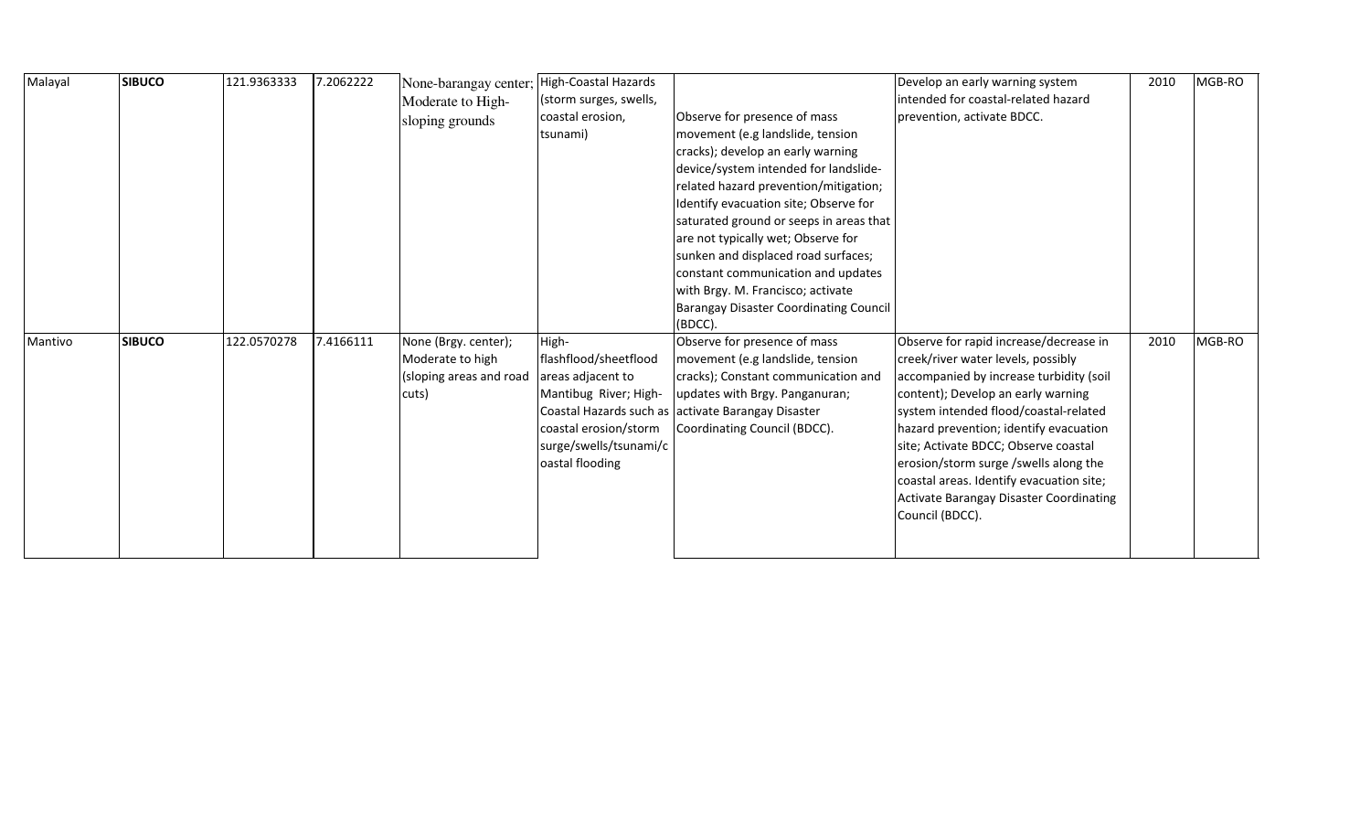| Malayal | **SIBUCO** | 121.9363333 | 7.2062222 | None-barangay center; Moderate to High-sloping grounds | High-Coastal Hazards (storm surges, swells, coastal erosion, tsunami) | Observe for presence of mass movement (e.g landslide, tension cracks); develop an early warning device/system intended for landslide-related hazard prevention/mitigation; Identify evacuation site; Observe for saturated ground or seeps in areas that are not typically wet; Observe for sunken and displaced road surfaces; constant communication and updates with Brgy. M. Francisco; activate Barangay Disaster Coordinating Council (BDCC). | Develop an early warning system intended for coastal-related hazard prevention, activate BDCC. | 2010 | MGB-RO |
|---|---|---|---|---|---|---|---|---|---|
| Mantivo | **SIBUCO** | 122.0570278 | 7.4166111 | None (Brgy. center); Moderate to high (sloping areas and road cuts) | High-flashflood/sheetflood areas adjacent to Mantibug River; High-Coastal Hazards such as coastal erosion/storm surge/swells/tsunami/coastal flooding | Observe for presence of mass movement (e.g landslide, tension cracks); Constant communication and updates with Brgy. Panganuran; activate Barangay Disaster Coordinating Council (BDCC). | Observe for rapid increase/decrease in creek/river water levels, possibly accompanied by increase turbidity (soil content); Develop an early warning system intended flood/coastal-related hazard prevention; identify evacuation site; Activate BDCC; Observe coastal erosion/storm surge /swells along the coastal areas. Identify evacuation site; Activate Barangay Disaster Coordinating Council (BDCC). | 2010 | MGB-RO |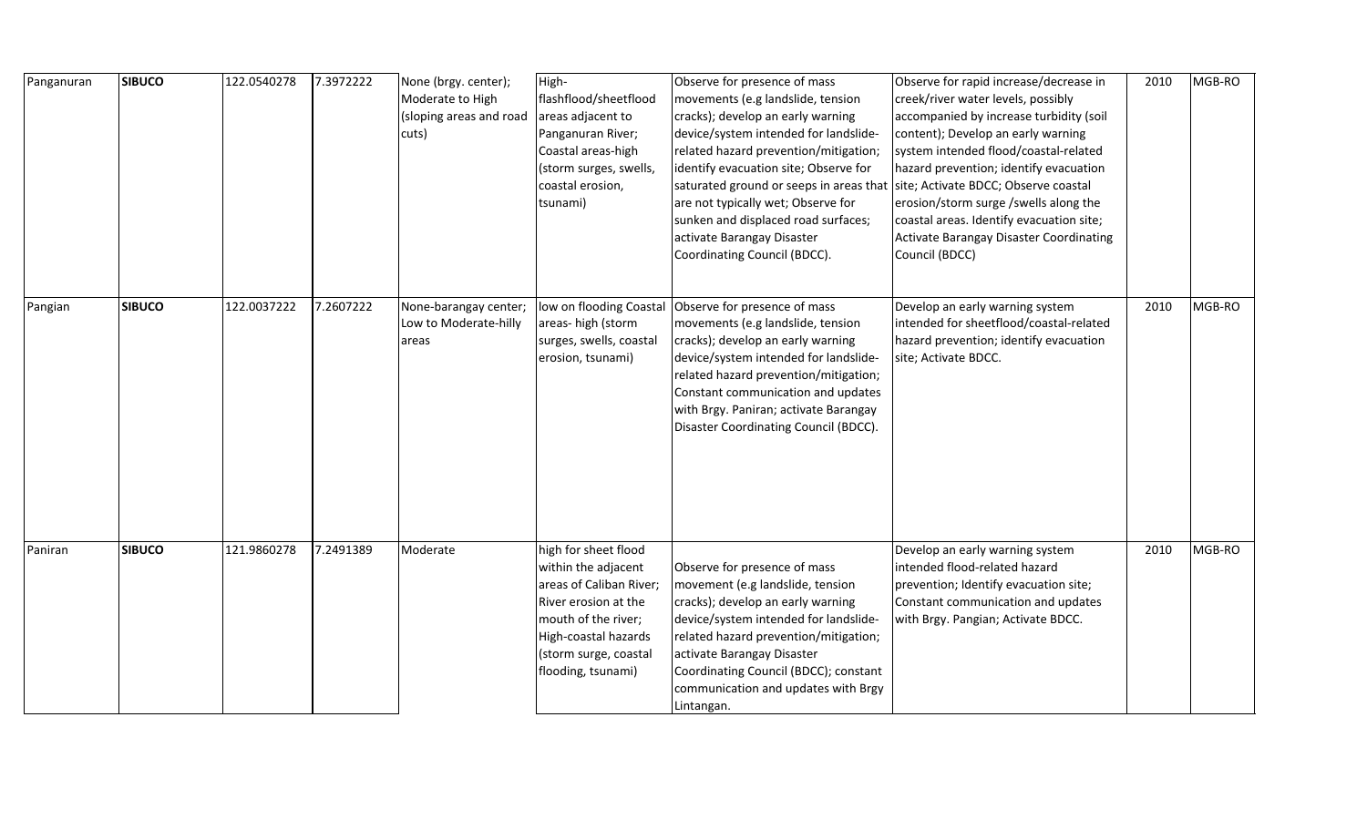| Panganuran | **SIBUCO** | 122.0540278 | 7.3972222 | None (brgy. center); Moderate to High (sloping areas and road cuts) | High-flashflood/sheetflood areas adjacent to Panganuran River; Coastal areas-high (storm surges, swells, coastal erosion, tsunami) | Observe for presence of mass movements (e.g landslide, tension cracks); develop an early warning device/system intended for landslide-related hazard prevention/mitigation; identify evacuation site; Observe for saturated ground or seeps in areas that are not typically wet; Observe for sunken and displaced road surfaces; activate Barangay Disaster Coordinating Council (BDCC). | Observe for rapid increase/decrease in creek/river water levels, possibly accompanied by increase turbidity (soil content); Develop an early warning system intended flood/coastal-related hazard prevention; identify evacuation site; Activate BDCC; Observe coastal erosion/storm surge /swells along the coastal areas. Identify evacuation site; Activate Barangay Disaster Coordinating Council (BDCC) | 2010 | MGB-RO |
|---|---|---|---|---|---|---|---|---|---|
| Pangian | **SIBUCO** | 122.0037222 | 7.2607222 | None-barangay center; Low to Moderate-hilly areas | low on flooding Coastal areas- high (storm surges, swells, coastal erosion, tsunami) | Observe for presence of mass movements (e.g landslide, tension cracks); develop an early warning device/system intended for landslide-related hazard prevention/mitigation; Constant communication and updates with Brgy. Paniran; activate Barangay Disaster Coordinating Council (BDCC). | Develop an early warning system intended for sheetflood/coastal-related hazard prevention; identify evacuation site; Activate BDCC. | 2010 | MGB-RO |
| Paniran | **SIBUCO** | 121.9860278 | 7.2491389 | Moderate | high for sheet flood within the adjacent areas of Caliban River; River erosion at the mouth of the river; High-coastal hazards (storm surge, coastal flooding, tsunami) | Observe for presence of mass movement (e.g landslide, tension cracks); develop an early warning device/system intended for landslide-related hazard prevention/mitigation; activate Barangay Disaster Coordinating Council (BDCC); constant communication and updates with Brgy Lintangan. | Develop an early warning system intended flood-related hazard prevention; Identify evacuation site; Constant communication and updates with Brgy. Pangian; Activate BDCC. | 2010 | MGB-RO |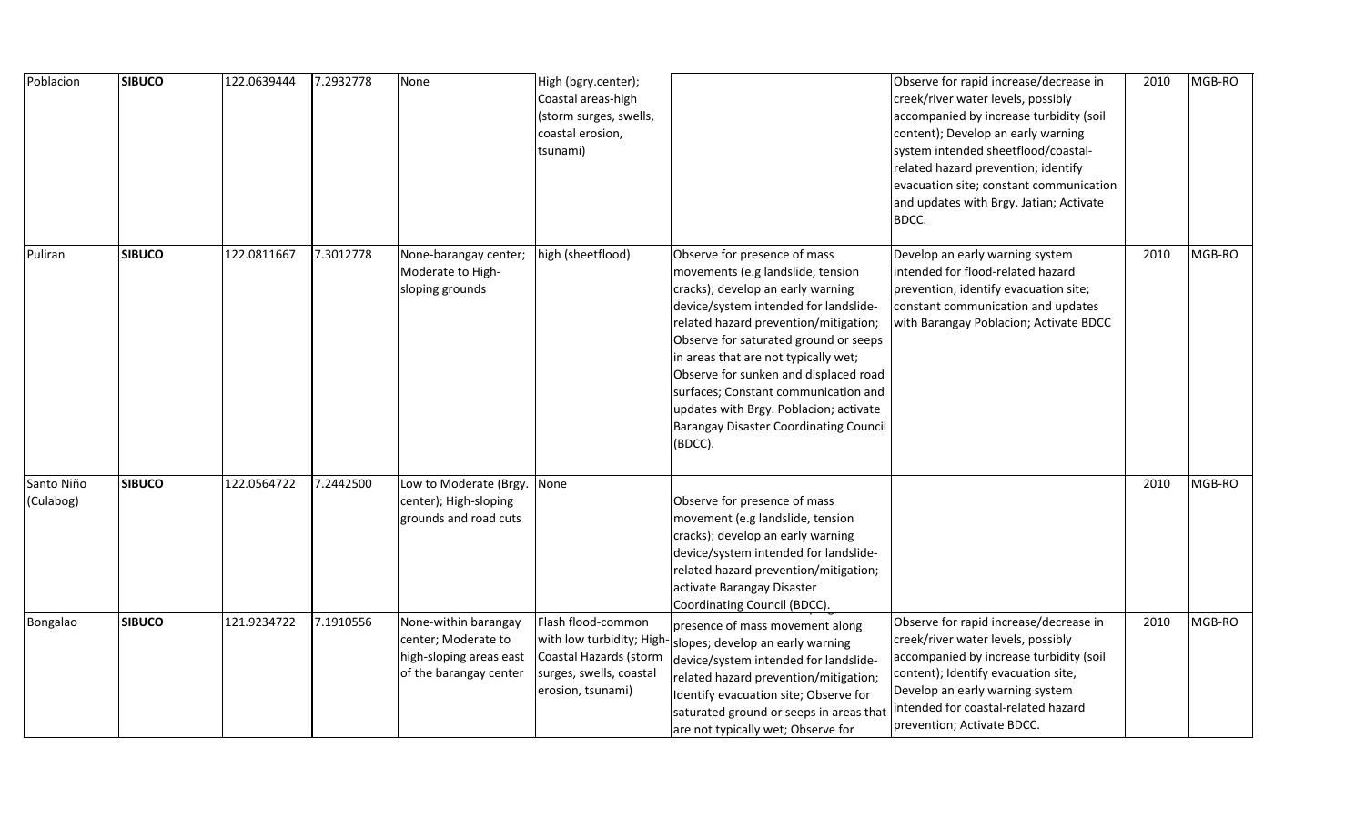| Poblacion | **SIBUCO** | 122.0639444 | 7.2932778 | None | High (bgry.center); Coastal areas-high (storm surges, swells, coastal erosion, tsunami) | | Observe for rapid increase/decrease in creek/river water levels, possibly accompanied by increase turbidity (soil content); Develop an early warning system intended sheetflood/coastal-related hazard prevention; identify evacuation site; constant communication and updates with Brgy. Jatian; Activate BDCC. | 2010 | MGB-RO |
|---|---|---|---|---|---|---|---|---|---|
| Puliran | **SIBUCO** | 122.0811667 | 7.3012778 | None-barangay center; Moderate to High-sloping grounds | high (sheetflood) | Observe for presence of mass movements (e.g landslide, tension cracks); develop an early warning device/system intended for landslide-related hazard prevention/mitigation; Observe for saturated ground or seeps in areas that are not typically wet; Observe for sunken and displaced road surfaces; Constant communication and updates with Brgy. Poblacion; activate Barangay Disaster Coordinating Council (BDCC). | Develop an early warning system intended for flood-related hazard prevention; identify evacuation site; constant communication and updates with Barangay Poblacion; Activate BDCC | 2010 | MGB-RO |
| Santo Niño (Culabog) | **SIBUCO** | 122.0564722 | 7.2442500 | Low to Moderate (Brgy. center); High-sloping grounds and road cuts | None | Observe for presence of mass movement (e.g landslide, tension cracks); develop an early warning device/system intended for landslide-related hazard prevention/mitigation; activate Barangay Disaster Coordinating Council (BDCC). | | 2010 | MGB-RO |
| Bongalao | **SIBUCO** | 121.9234722 | 7.1910556 | None-within barangay center; Moderate to high-sloping areas east of the barangay center | Flash flood-common with low turbidity; High-Coastal Hazards (storm surges, swells, coastal erosion, tsunami) | presence of mass movement along slopes; develop an early warning device/system intended for landslide-related hazard prevention/mitigation; Identify evacuation site; Observe for saturated ground or seeps in areas that are not typically wet; Observe for | Observe for rapid increase/decrease in creek/river water levels, possibly accompanied by increase turbidity (soil content); Identify evacuation site, Develop an early warning system intended for coastal-related hazard prevention; Activate BDCC. | 2010 | MGB-RO |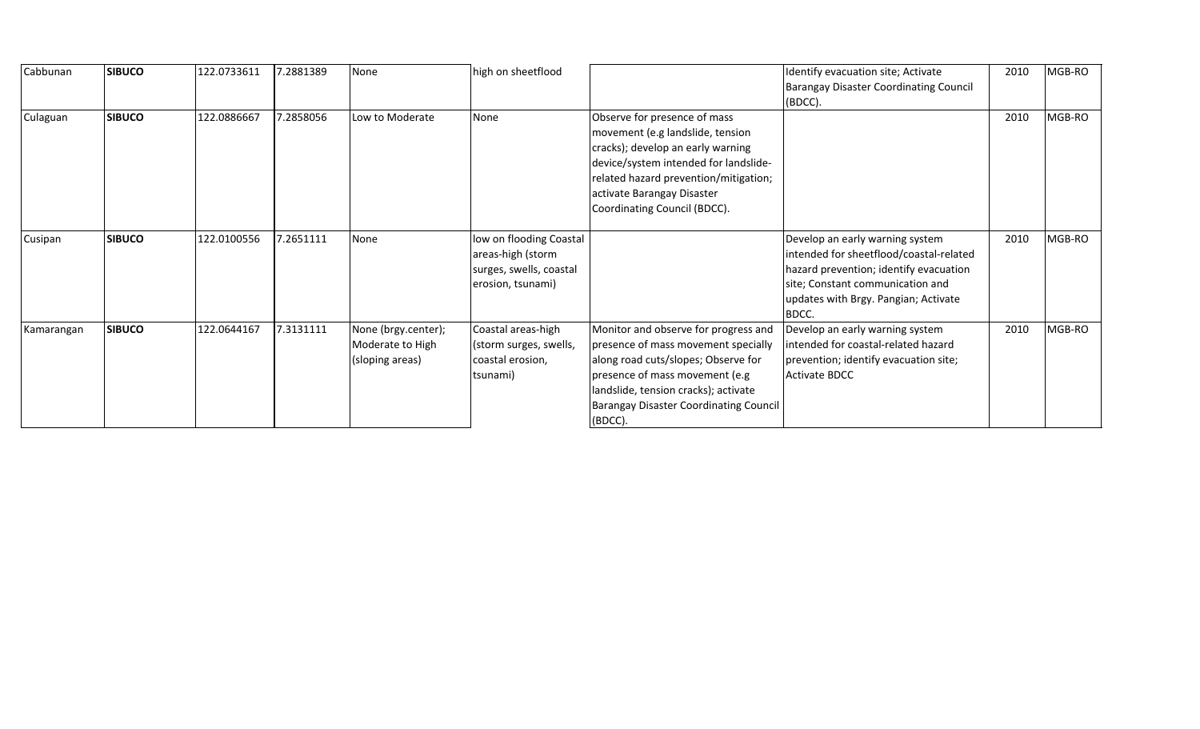| | | | | | | | | | |
|---|---|---|---|---|---|---|---|---|---|
| Cabbunan | **SIBUCO** | 122.0733611 | 7.2881389 | None | high on sheetflood | | Identify evacuation site; Activate Barangay Disaster Coordinating Council (BDCC). | 2010 | MGB-RO |
| Culaguan | **SIBUCO** | 122.0886667 | 7.2858056 | Low to Moderate | None | Observe for presence of mass movement (e.g landslide, tension cracks); develop an early warning device/system intended for landslide-related hazard prevention/mitigation; activate Barangay Disaster Coordinating Council (BDCC). | | 2010 | MGB-RO |
| Cusipan | **SIBUCO** | 122.0100556 | 7.2651111 | None | low on flooding Coastal areas-high (storm surges, swells, coastal erosion, tsunami) | | Develop an early warning system intended for sheetflood/coastal-related hazard prevention; identify evacuation site; Constant communication and updates with Brgy. Pangian; Activate BDCC. | 2010 | MGB-RO |
| Kamarangan | **SIBUCO** | 122.0644167 | 7.3131111 | None (brgy.center); Moderate to High (sloping areas) | Coastal areas-high (storm surges, swells, coastal erosion, tsunami) | Monitor and observe for progress and presence of mass movement specially along road cuts/slopes; Observe for presence of mass movement (e.g landslide, tension cracks); activate Barangay Disaster Coordinating Council (BDCC). | Develop an early warning system intended for coastal-related hazard prevention; identify evacuation site; Activate BDCC | 2010 | MGB-RO |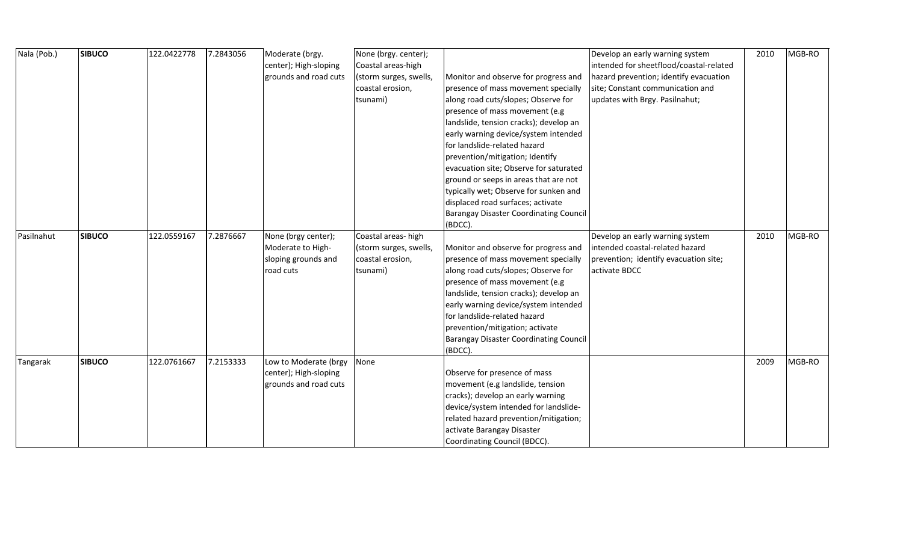| | | | | | | | | | |
|---|---|---|---|---|---|---|---|---|---|
| Nala (Pob.) | **SIBUCO** | 122.0422778 | 7.2843056 | Moderate (brgy. center); High-sloping grounds and road cuts | None (brgy. center); Coastal areas-high (storm surges, swells, coastal erosion, tsunami) | Monitor and observe for progress and presence of mass movement specially along road cuts/slopes; Observe for presence of mass movement (e.g landslide, tension cracks); develop an early warning device/system intended for landslide-related hazard prevention/mitigation; Identify evacuation site; Observe for saturated ground or seeps in areas that are not typically wet; Observe for sunken and displaced road surfaces; activate Barangay Disaster Coordinating Council (BDCC). | Develop an early warning system intended for sheetflood/coastal-related hazard prevention; identify evacuation site; Constant communication and updates with Brgy. Pasilnahut; | 2010 | MGB-RO |
| Pasilnahut | **SIBUCO** | 122.0559167 | 7.2876667 | None (brgy center); Moderate to High-sloping grounds and road cuts | Coastal areas- high (storm surges, swells, coastal erosion, tsunami) | Monitor and observe for progress and presence of mass movement specially along road cuts/slopes; Observe for presence of mass movement (e.g landslide, tension cracks); develop an early warning device/system intended for landslide-related hazard prevention/mitigation; activate Barangay Disaster Coordinating Council (BDCC). | Develop an early warning system intended coastal-related hazard prevention; identify evacuation site; activate BDCC | 2010 | MGB-RO |
| Tangarak | **SIBUCO** | 122.0761667 | 7.2153333 | Low to Moderate (brgy center); High-sloping grounds and road cuts | None | Observe for presence of mass movement (e.g landslide, tension cracks); develop an early warning device/system intended for landslide-related hazard prevention/mitigation; activate Barangay Disaster Coordinating Council (BDCC). | | 2009 | MGB-RO |